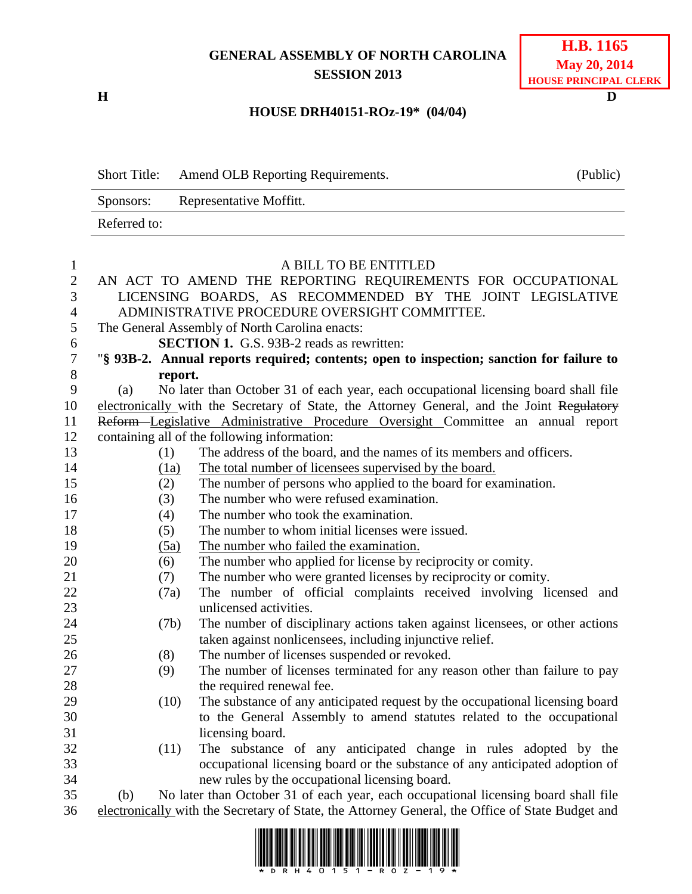**GENERAL ASSEMBLY OF NORTH CAROLINA**
**SESSION 2013**

**H.B. 1165**
**May 20, 2014**
**HOUSE PRINCIPAL CLERK**

**H** **D**

**HOUSE DRH40151-ROz-19\* (04/04)**

| | | |
|---|---|---|
| Short Title: | Amend OLB Reporting Requirements. | (Public) |
| Sponsors: | Representative Moffitt. | |
| Referred to: | | |

A BILL TO BE ENTITLED

AN ACT TO AMEND THE REPORTING REQUIREMENTS FOR OCCUPATIONAL LICENSING BOARDS, AS RECOMMENDED BY THE JOINT LEGISLATIVE ADMINISTRATIVE PROCEDURE OVERSIGHT COMMITTEE.

The General Assembly of North Carolina enacts:

**SECTION 1.** G.S. 93B-2 reads as rewritten:

"**§ 93B-2. Annual reports required; contents; open to inspection; sanction for failure to report.**

(a) No later than October 31 of each year, each occupational licensing board shall file electronically with the Secretary of State, the Attorney General, and the Joint ~~Regulatory Reform~~ Legislative Administrative Procedure Oversight Committee an annual report containing all of the following information:

(1) The address of the board, and the names of its members and officers.

(1a) The total number of licensees supervised by the board.

(2) The number of persons who applied to the board for examination.

(3) The number who were refused examination.

(4) The number who took the examination.

(5) The number to whom initial licenses were issued.

(5a) The number who failed the examination.

(6) The number who applied for license by reciprocity or comity.

(7) The number who were granted licenses by reciprocity or comity.

(7a) The number of official complaints received involving licensed and unlicensed activities.

(7b) The number of disciplinary actions taken against licensees, or other actions taken against nonlicensees, including injunctive relief.

(8) The number of licenses suspended or revoked.

(9) The number of licenses terminated for any reason other than failure to pay the required renewal fee.

(10) The substance of any anticipated request by the occupational licensing board to the General Assembly to amend statutes related to the occupational licensing board.

(11) The substance of any anticipated change in rules adopted by the occupational licensing board or the substance of any anticipated adoption of new rules by the occupational licensing board.

(b) No later than October 31 of each year, each occupational licensing board shall file electronically with the Secretary of State, the Attorney General, the Office of State Budget and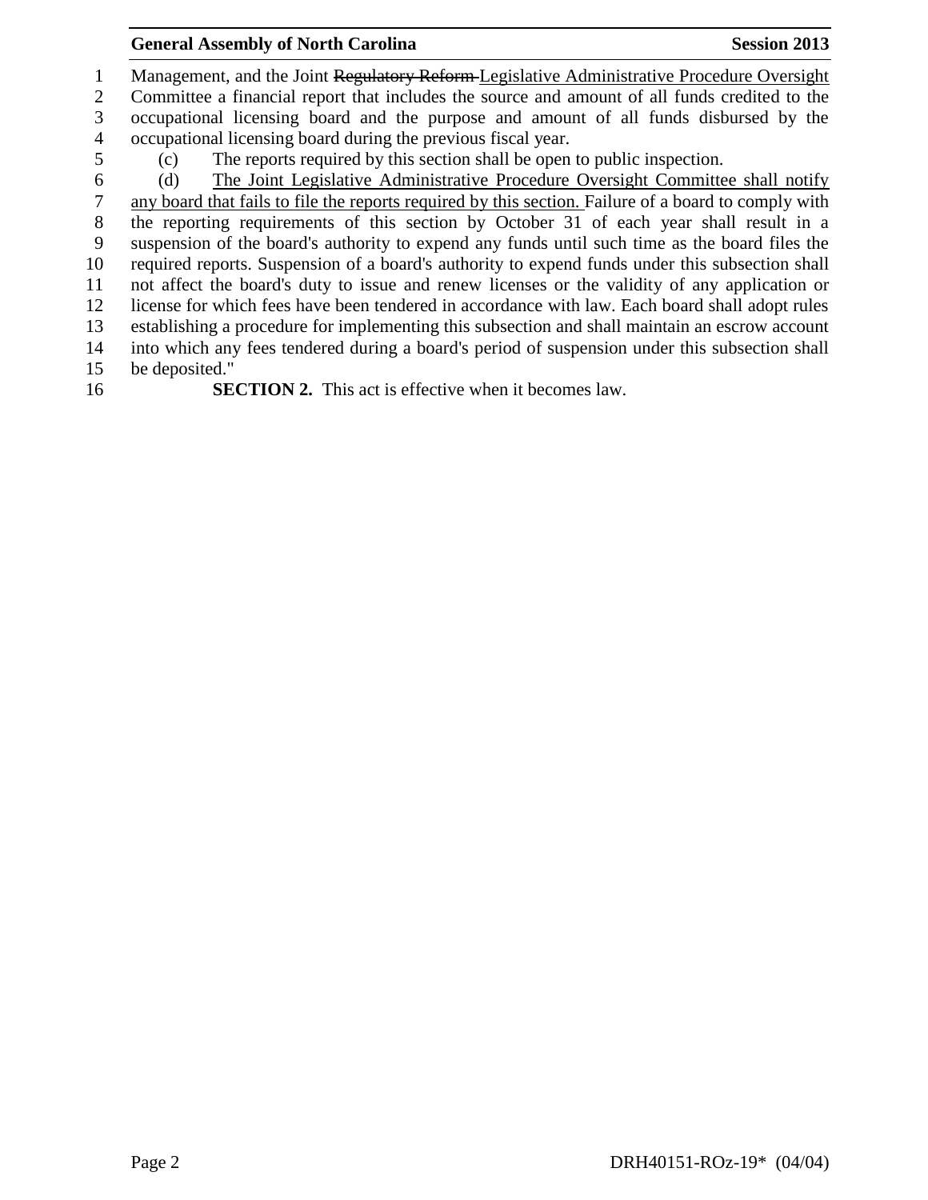Management, and the Joint ~~Regulatory Reform~~ Legislative Administrative Procedure Oversight Committee a financial report that includes the source and amount of all funds credited to the occupational licensing board and the purpose and amount of all funds disbursed by the occupational licensing board during the previous fiscal year.

(c) The reports required by this section shall be open to public inspection.

(d) The Joint Legislative Administrative Procedure Oversight Committee shall notify any board that fails to file the reports required by this section. Failure of a board to comply with the reporting requirements of this section by October 31 of each year shall result in a suspension of the board's authority to expend any funds until such time as the board files the required reports. Suspension of a board's authority to expend funds under this subsection shall not affect the board's duty to issue and renew licenses or the validity of any application or license for which fees have been tendered in accordance with law. Each board shall adopt rules establishing a procedure for implementing this subsection and shall maintain an escrow account into which any fees tendered during a board's period of suspension under this subsection shall be deposited."

**SECTION 2.** This act is effective when it becomes law.